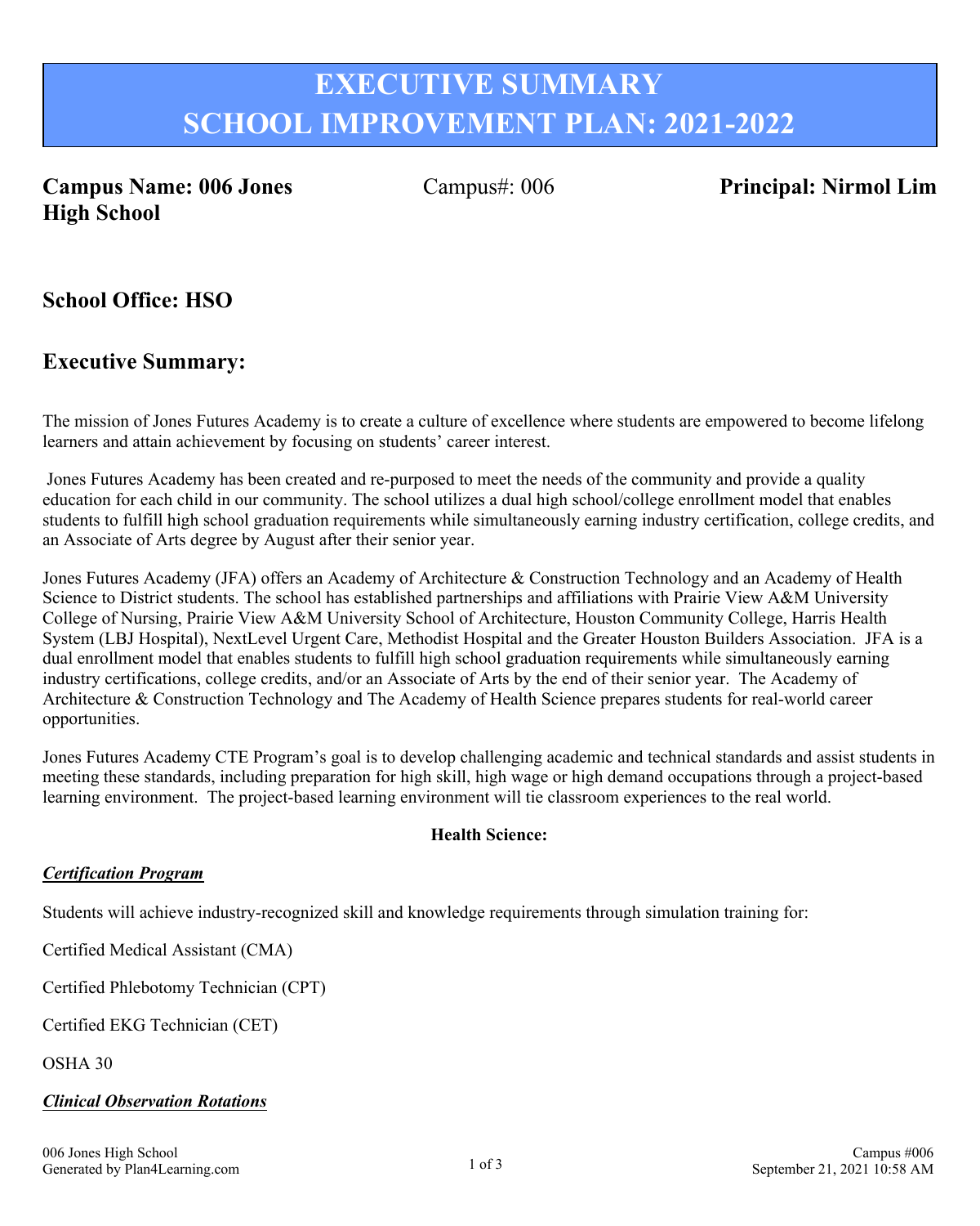# EXECUTIVE SUMMARY
# SCHOOL IMPROVEMENT PLAN: 2021-2022

**Campus Name: 006 Jones High School** Campus#: 006 **Principal: Nirmol Lim**

## School Office: HSO

## Executive Summary:

The mission of Jones Futures Academy is to create a culture of excellence where students are empowered to become lifelong learners and attain achievement by focusing on students' career interest.

Jones Futures Academy has been created and re-purposed to meet the needs of the community and provide a quality education for each child in our community. The school utilizes a dual high school/college enrollment model that enables students to fulfill high school graduation requirements while simultaneously earning industry certification, college credits, and an Associate of Arts degree by August after their senior year.

Jones Futures Academy (JFA) offers an Academy of Architecture & Construction Technology and an Academy of Health Science to District students. The school has established partnerships and affiliations with Prairie View A&M University College of Nursing, Prairie View A&M University School of Architecture, Houston Community College, Harris Health System (LBJ Hospital), NextLevel Urgent Care, Methodist Hospital and the Greater Houston Builders Association. JFA is a dual enrollment model that enables students to fulfill high school graduation requirements while simultaneously earning industry certifications, college credits, and/or an Associate of Arts by the end of their senior year. The Academy of Architecture & Construction Technology and The Academy of Health Science prepares students for real-world career opportunities.

Jones Futures Academy CTE Program's goal is to develop challenging academic and technical standards and assist students in meeting these standards, including preparation for high skill, high wage or high demand occupations through a project-based learning environment. The project-based learning environment will tie classroom experiences to the real world.

**Health Science:**

***Certification Program***

Students will achieve industry-recognized skill and knowledge requirements through simulation training for:

Certified Medical Assistant (CMA)

Certified Phlebotomy Technician (CPT)

Certified EKG Technician (CET)

OSHA 30

***Clinical Observation Rotations***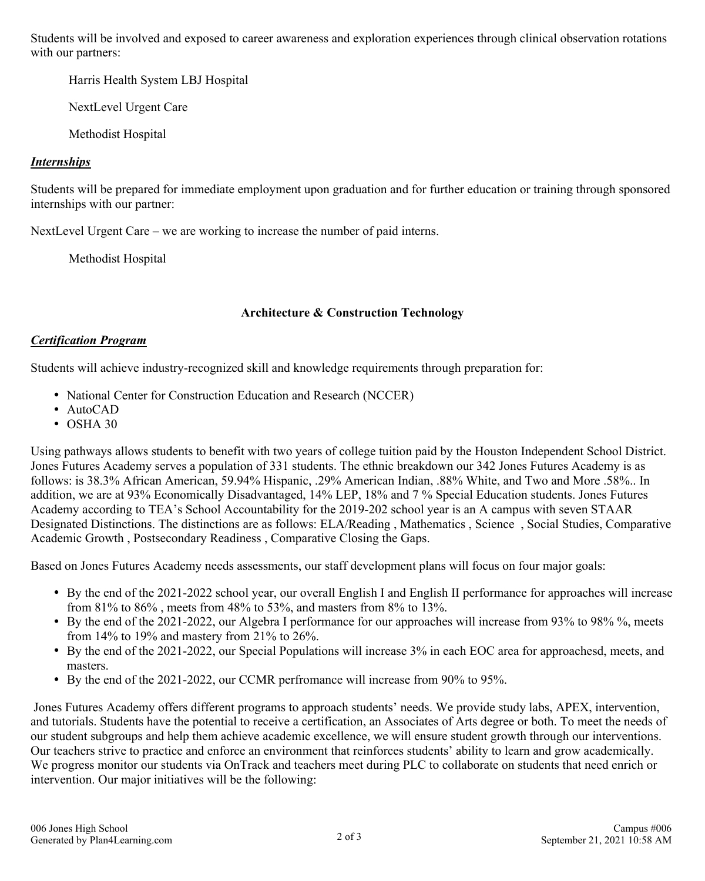Students will be involved and exposed to career awareness and exploration experiences through clinical observation rotations with our partners:

Harris Health System LBJ Hospital

NextLevel Urgent Care

Methodist Hospital

***Internships***

Students will be prepared for immediate employment upon graduation and for further education or training through sponsored internships with our partner:

NextLevel Urgent Care – we are working to increase the number of paid interns.

Methodist Hospital

**Architecture & Construction Technology**

***Certification Program***

Students will achieve industry-recognized skill and knowledge requirements through preparation for:

- National Center for Construction Education and Research (NCCER)
- AutoCAD
- OSHA 30

Using pathways allows students to benefit with two years of college tuition paid by the Houston Independent School District. Jones Futures Academy serves a population of 331 students. The ethnic breakdown our 342 Jones Futures Academy is as follows: is 38.3% African American, 59.94% Hispanic, .29% American Indian, .88% White, and Two and More .58%.. In addition, we are at 93% Economically Disadvantaged, 14% LEP, 18% and 7 % Special Education students. Jones Futures Academy according to TEA's School Accountability for the 2019-202 school year is an A campus with seven STAAR Designated Distinctions. The distinctions are as follows: ELA/Reading , Mathematics , Science , Social Studies, Comparative Academic Growth , Postsecondary Readiness , Comparative Closing the Gaps.

Based on Jones Futures Academy needs assessments, our staff development plans will focus on four major goals:

- By the end of the 2021-2022 school year, our overall English I and English II performance for approaches will increase from 81% to 86% , meets from 48% to 53%, and masters from 8% to 13%.
- By the end of the 2021-2022, our Algebra I performance for our approaches will increase from 93% to 98% %, meets from 14% to 19% and mastery from 21% to 26%.
- By the end of the 2021-2022, our Special Populations will increase 3% in each EOC area for approachesd, meets, and masters.
- By the end of the 2021-2022, our CCMR perfromance will increase from 90% to 95%.

Jones Futures Academy offers different programs to approach students' needs. We provide study labs, APEX, intervention, and tutorials. Students have the potential to receive a certification, an Associates of Arts degree or both. To meet the needs of our student subgroups and help them achieve academic excellence, we will ensure student growth through our interventions. Our teachers strive to practice and enforce an environment that reinforces students' ability to learn and grow academically. We progress monitor our students via OnTrack and teachers meet during PLC to collaborate on students that need enrich or intervention. Our major initiatives will be the following: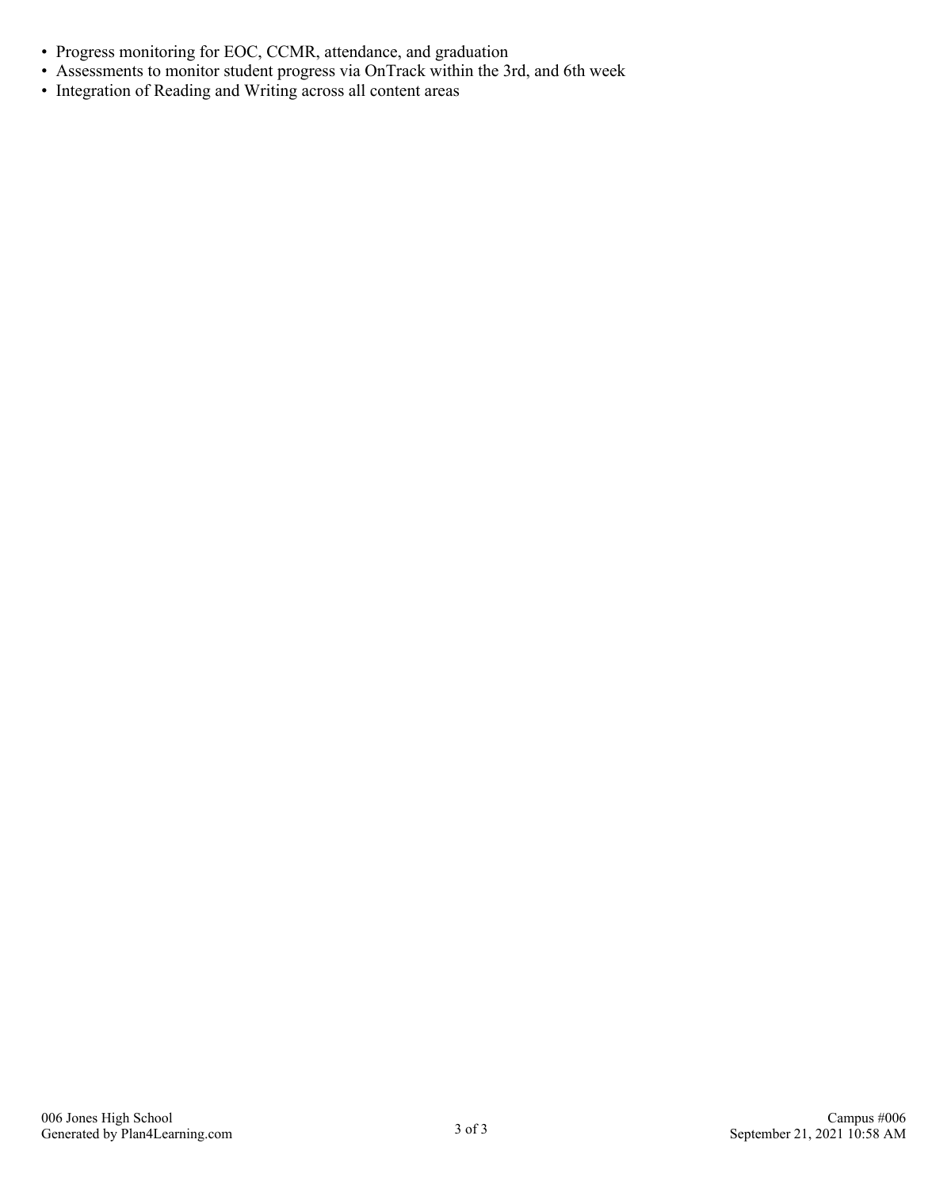- Progress monitoring for EOC, CCMR, attendance, and graduation
- Assessments to monitor student progress via OnTrack within the 3rd, and 6th week
- Integration of Reading and Writing across all content areas